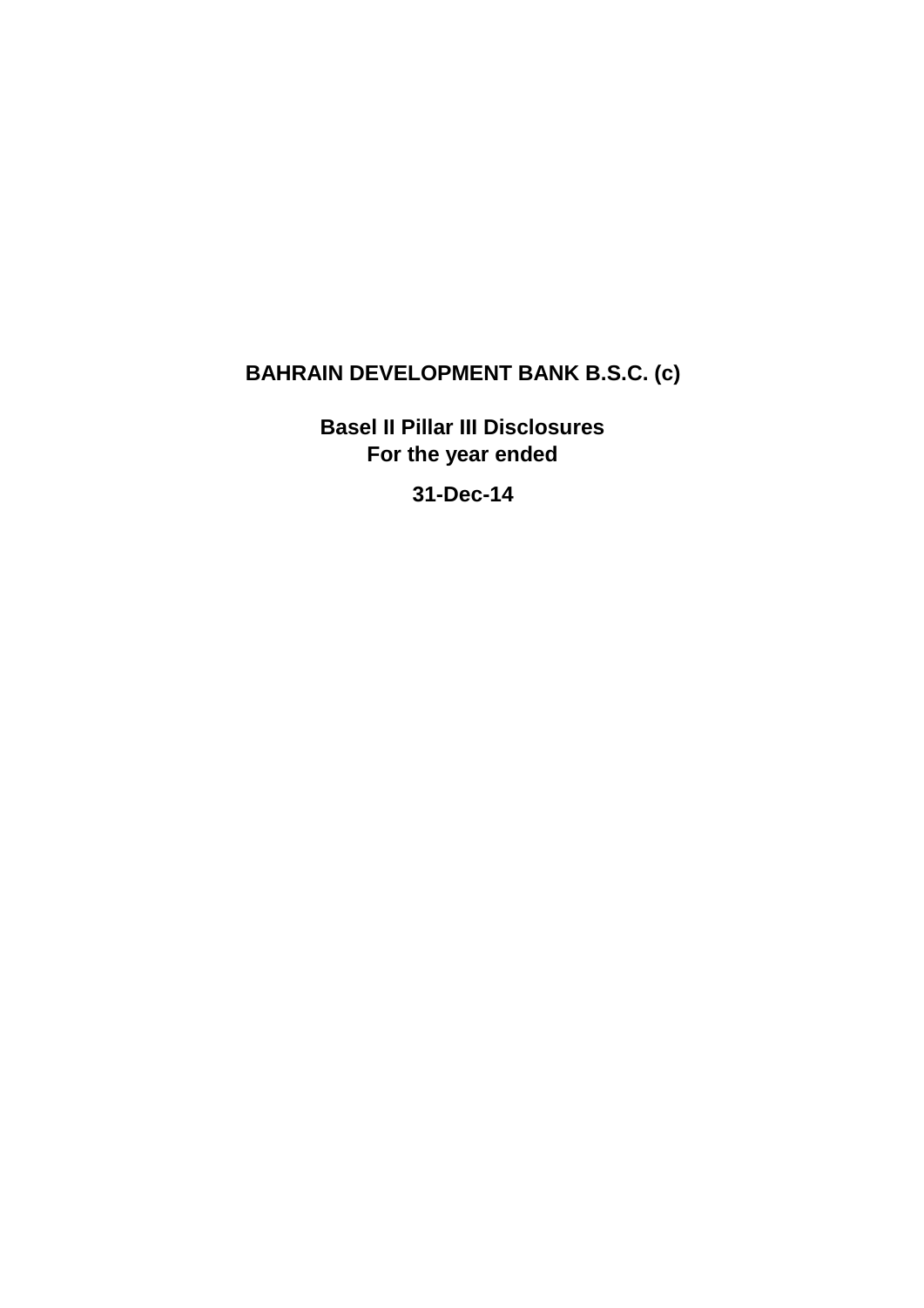# BAHRAIN DEVELOPMENT BANK B.S.C. (c)

## Basel II Pillar III Disclosures
## For the year ended

## 31-Dec-14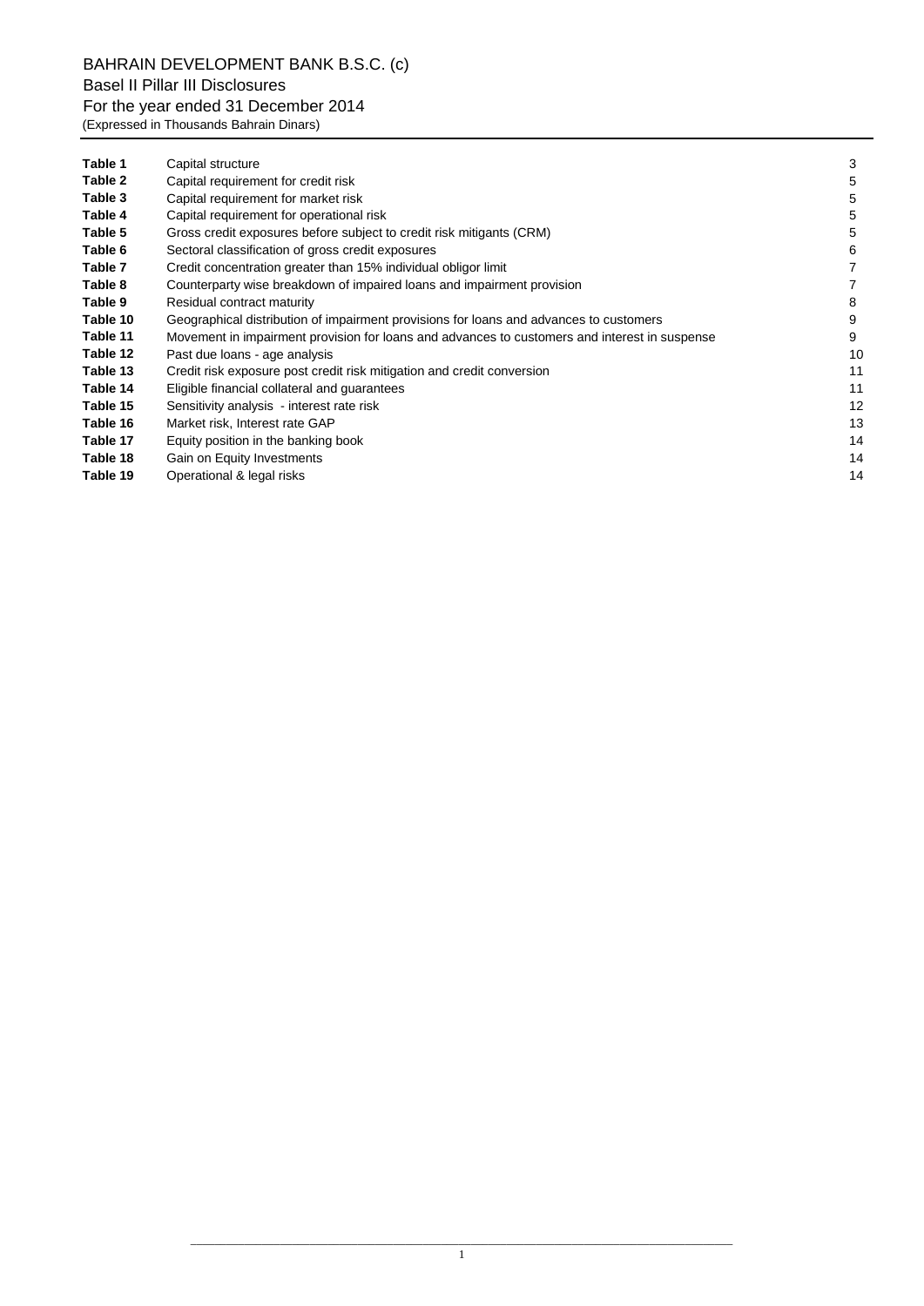BAHRAIN DEVELOPMENT BANK B.S.C. (c)

Basel II Pillar III Disclosures

For the year ended 31 December 2014

(Expressed in Thousands Bahrain Dinars)

| | | |
|---|---|---|
| **Table 1** | Capital structure | 3 |
| **Table 2** | Capital requirement for credit risk | 5 |
| **Table 3** | Capital requirement for market risk | 5 |
| **Table 4** | Capital requirement for operational risk | 5 |
| **Table 5** | Gross credit exposures before subject to credit risk mitigants (CRM) | 5 |
| **Table 6** | Sectoral classification of gross credit exposures | 6 |
| **Table 7** | Credit concentration greater than 15% individual obligor limit | 7 |
| **Table 8** | Counterparty wise breakdown of impaired loans and impairment provision | 7 |
| **Table 9** | Residual contract maturity | 8 |
| **Table 10** | Geographical distribution of impairment provisions for loans and advances to customers | 9 |
| **Table 11** | Movement in impairment provision for loans and advances to customers and interest in suspense | 9 |
| **Table 12** | Past due loans - age analysis | 10 |
| **Table 13** | Credit risk exposure post credit risk mitigation and credit conversion | 11 |
| **Table 14** | Eligible financial collateral and guarantees | 11 |
| **Table 15** | Sensitivity analysis - interest rate risk | 12 |
| **Table 16** | Market risk, Interest rate GAP | 13 |
| **Table 17** | Equity position in the banking book | 14 |
| **Table 18** | Gain on Equity Investments | 14 |
| **Table 19** | Operational & legal risks | 14 |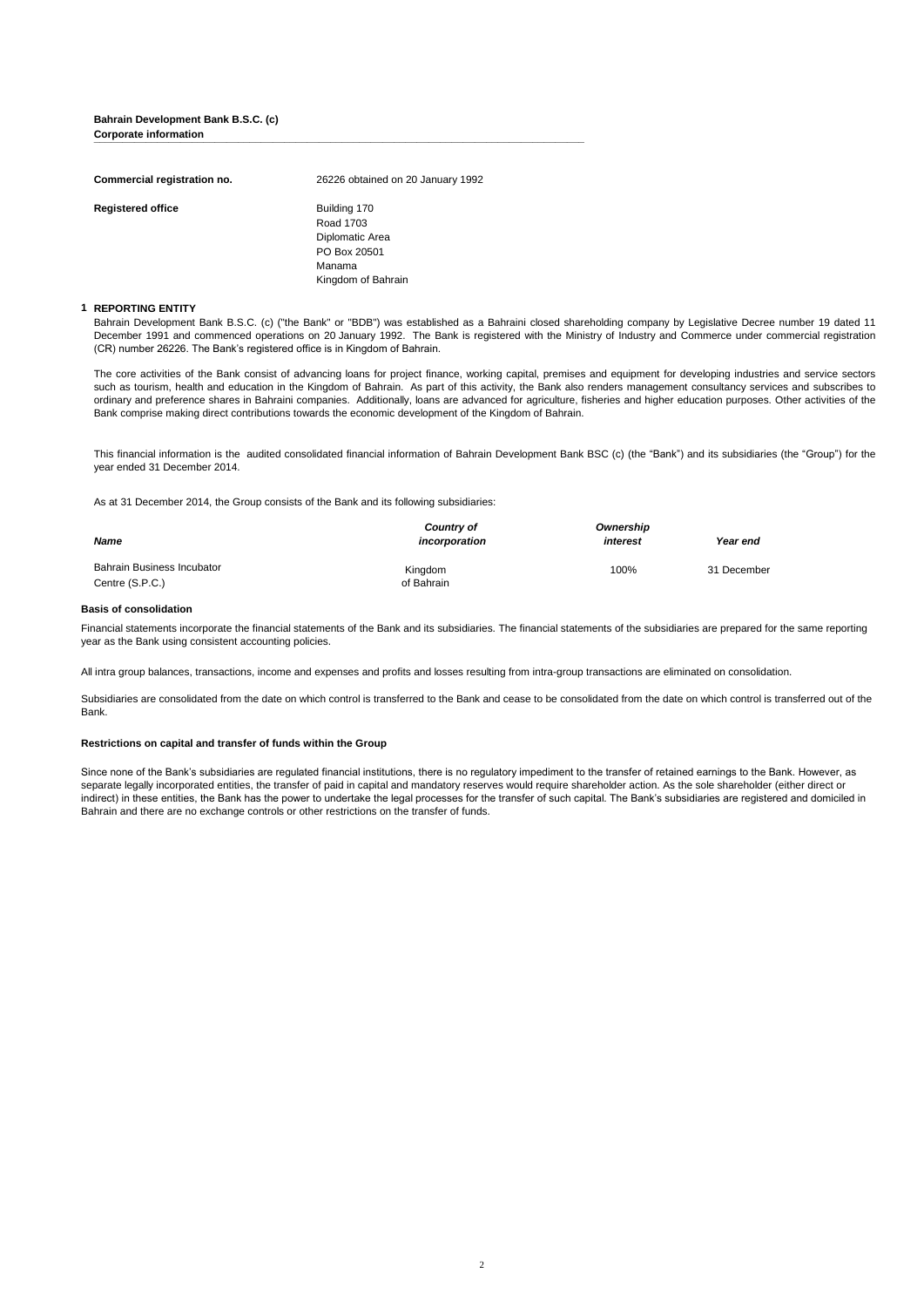**Bahrain Development Bank B.S.C. (c)**
**Corporate information**

| | |
|---|---|
| **Commercial registration no.** | 26226 obtained on 20 January 1992 |
| **Registered office** | Building 170<br>Road 1703<br>Diplomatic Area<br>PO Box 20501<br>Manama<br>Kingdom of Bahrain |

## 1 REPORTING ENTITY

Bahrain Development Bank B.S.C. (c) ("the Bank" or "BDB") was established as a Bahraini closed shareholding company by Legislative Decree number 19 dated 11 December 1991 and commenced operations on 20 January 1992. The Bank is registered with the Ministry of Industry and Commerce under commercial registration (CR) number 26226. The Bank's registered office is in Kingdom of Bahrain.

The core activities of the Bank consist of advancing loans for project finance, working capital, premises and equipment for developing industries and service sectors such as tourism, health and education in the Kingdom of Bahrain. As part of this activity, the Bank also renders management consultancy services and subscribes to ordinary and preference shares in Bahraini companies. Additionally, loans are advanced for agriculture, fisheries and higher education purposes. Other activities of the Bank comprise making direct contributions towards the economic development of the Kingdom of Bahrain.

This financial information is the audited consolidated financial information of Bahrain Development Bank BSC (c) (the "Bank") and its subsidiaries (the "Group") for the year ended 31 December 2014.

As at 31 December 2014, the Group consists of the Bank and its following subsidiaries:

| *Name* | *Country of incorporation* | *Ownership interest* | *Year end* |
|---|---|---|---|
| Bahrain Business Incubator Centre (S.P.C.) | Kingdom of Bahrain | 100% | 31 December |

### Basis of consolidation

Financial statements incorporate the financial statements of the Bank and its subsidiaries. The financial statements of the subsidiaries are prepared for the same reporting year as the Bank using consistent accounting policies.

All intra group balances, transactions, income and expenses and profits and losses resulting from intra-group transactions are eliminated on consolidation.

Subsidiaries are consolidated from the date on which control is transferred to the Bank and cease to be consolidated from the date on which control is transferred out of the Bank.

### Restrictions on capital and transfer of funds within the Group

Since none of the Bank's subsidiaries are regulated financial institutions, there is no regulatory impediment to the transfer of retained earnings to the Bank. However, as separate legally incorporated entities, the transfer of paid in capital and mandatory reserves would require shareholder action. As the sole shareholder (either direct or indirect) in these entities, the Bank has the power to undertake the legal processes for the transfer of such capital. The Bank's subsidiaries are registered and domiciled in Bahrain and there are no exchange controls or other restrictions on the transfer of funds.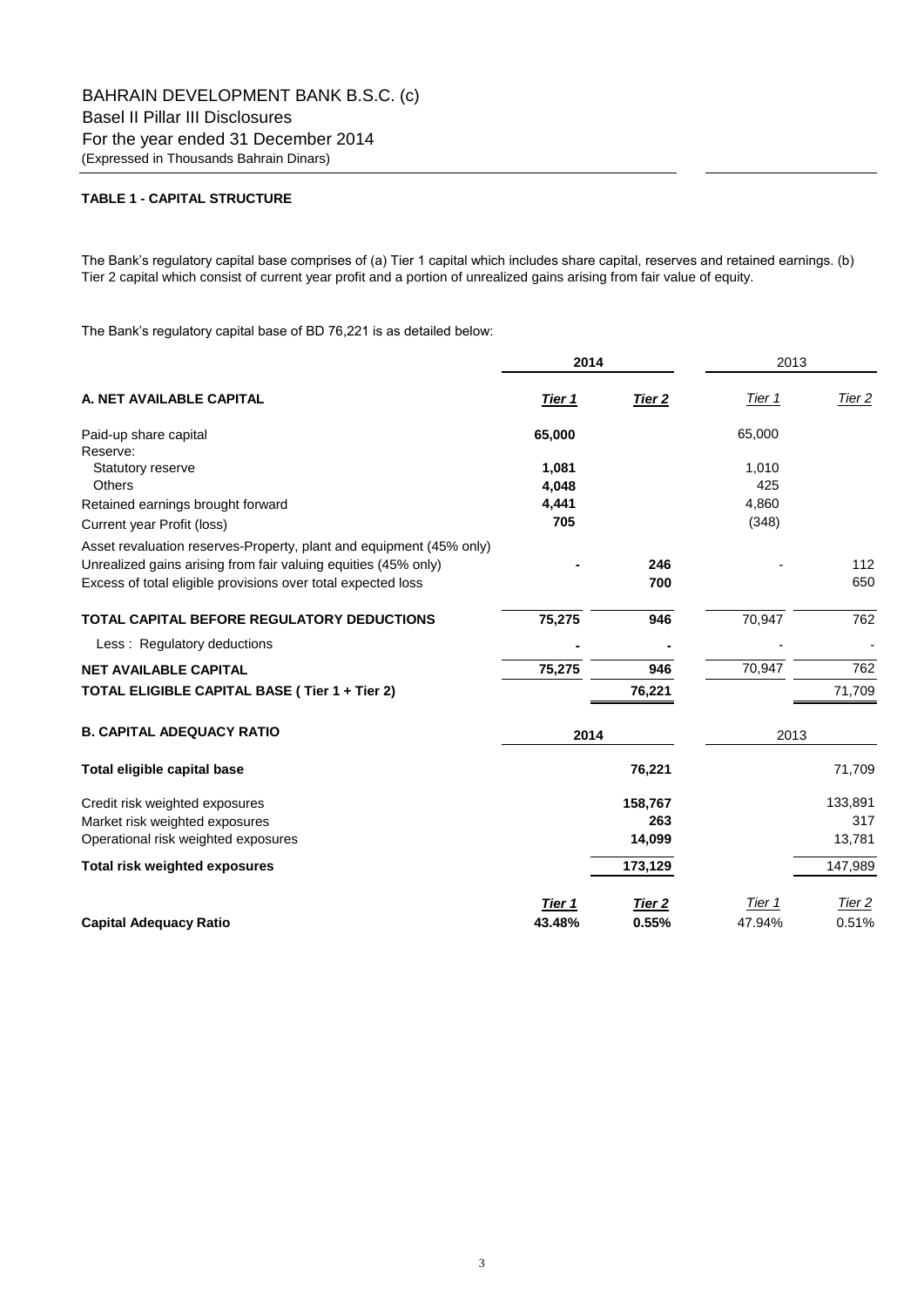# BAHRAIN DEVELOPMENT BANK B.S.C. (c)

Basel II Pillar III Disclosures

For the year ended 31 December 2014

(Expressed in Thousands Bahrain Dinars)

**TABLE 1 - CAPITAL STRUCTURE**

The Bank's regulatory capital base comprises of (a) Tier 1 capital which includes share capital, reserves and retained earnings. (b) Tier 2 capital which consist of current year profit and a portion of unrealized gains arising from fair value of equity.

The Bank's regulatory capital base of BD 76,221 is as detailed below:

| | **2014** | | 2013 | |
|---|---|---|---|---|
| **A. NET AVAILABLE CAPITAL** | ***Tier 1*** | ***Tier 2*** | *Tier 1* | *Tier 2* |
| Paid-up share capital | **65,000** | | 65,000 | |
| Reserve: | | | | |
| Statutory reserve | **1,081** | | 1,010 | |
| Others | **4,048** | | 425 | |
| Retained earnings brought forward | **4,441** | | 4,860 | |
| Current year Profit (loss) | **705** | | (348) | |
| Asset revaluation reserves-Property, plant and equipment (45% only) | | | | |
| Unrealized gains arising from fair valuing equities (45% only) | **-** | **246** | - | 112 |
| Excess of total eligible provisions over total expected loss | | **700** | | 650 |
| **TOTAL CAPITAL BEFORE REGULATORY DEDUCTIONS** | **75,275** | **946** | 70,947 | 762 |
| Less : Regulatory deductions | **-** | **-** | - | - |
| **NET AVAILABLE CAPITAL** | **75,275** | **946** | 70,947 | 762 |
| **TOTAL ELIGIBLE CAPITAL BASE ( Tier 1 + Tier 2)** | | **76,221** | | 71,709 |

| **B. CAPITAL ADEQUACY RATIO** | **2014** | | 2013 | |
|---|---|---|---|---|
| **Total eligible capital base** | | **76,221** | | 71,709 |
| Credit risk weighted exposures | | **158,767** | | 133,891 |
| Market risk weighted exposures | | **263** | | 317 |
| Operational risk weighted exposures | | **14,099** | | 13,781 |
| **Total risk weighted exposures** | | **173,129** | | 147,989 |
| | ***Tier 1*** | ***Tier 2*** | *Tier 1* | *Tier 2* |
| **Capital Adequacy Ratio** | **43.48%** | **0.55%** | 47.94% | 0.51% |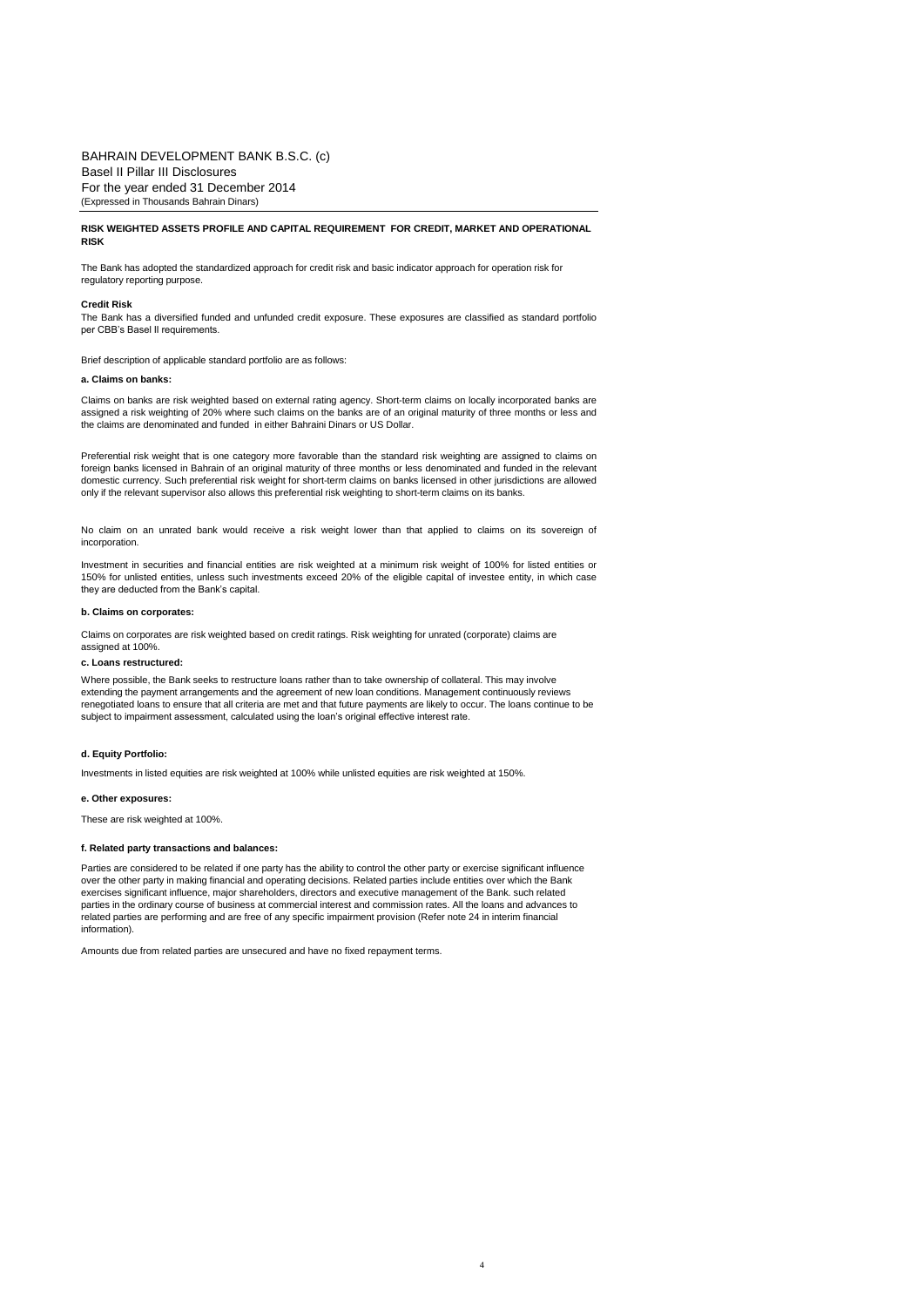BAHRAIN DEVELOPMENT BANK B.S.C. (c)
Basel II Pillar III Disclosures
For the year ended 31 December 2014
(Expressed in Thousands Bahrain Dinars)

## RISK WEIGHTED ASSETS PROFILE AND CAPITAL REQUIREMENT FOR CREDIT, MARKET AND OPERATIONAL RISK

The Bank has adopted the standardized approach for credit risk and basic indicator approach for operation risk for regulatory reporting purpose.

### Credit Risk

The Bank has a diversified funded and unfunded credit exposure. These exposures are classified as standard portfolio per CBB's Basel II requirements.

Brief description of applicable standard portfolio are as follows:

#### a. Claims on banks:

Claims on banks are risk weighted based on external rating agency. Short-term claims on locally incorporated banks are assigned a risk weighting of 20% where such claims on the banks are of an original maturity of three months or less and the claims are denominated and funded in either Bahraini Dinars or US Dollar.

Preferential risk weight that is one category more favorable than the standard risk weighting are assigned to claims on foreign banks licensed in Bahrain of an original maturity of three months or less denominated and funded in the relevant domestic currency. Such preferential risk weight for short-term claims on banks licensed in other jurisdictions are allowed only if the relevant supervisor also allows this preferential risk weighting to short-term claims on its banks.

No claim on an unrated bank would receive a risk weight lower than that applied to claims on its sovereign of incorporation.

Investment in securities and financial entities are risk weighted at a minimum risk weight of 100% for listed entities or 150% for unlisted entities, unless such investments exceed 20% of the eligible capital of investee entity, in which case they are deducted from the Bank's capital.

#### b. Claims on corporates:

Claims on corporates are risk weighted based on credit ratings. Risk weighting for unrated (corporate) claims are assigned at 100%.

#### c. Loans restructured:

Where possible, the Bank seeks to restructure loans rather than to take ownership of collateral. This may involve extending the payment arrangements and the agreement of new loan conditions. Management continuously reviews renegotiated loans to ensure that all criteria are met and that future payments are likely to occur. The loans continue to be subject to impairment assessment, calculated using the loan's original effective interest rate.

#### d. Equity Portfolio:

Investments in listed equities are risk weighted at 100% while unlisted equities are risk weighted at 150%.

#### e. Other exposures:

These are risk weighted at 100%.

#### f. Related party transactions and balances:

Parties are considered to be related if one party has the ability to control the other party or exercise significant influence over the other party in making financial and operating decisions. Related parties include entities over which the Bank exercises significant influence, major shareholders, directors and executive management of the Bank. such related parties in the ordinary course of business at commercial interest and commission rates. All the loans and advances to related parties are performing and are free of any specific impairment provision (Refer note 24 in interim financial information).

Amounts due from related parties are unsecured and have no fixed repayment terms.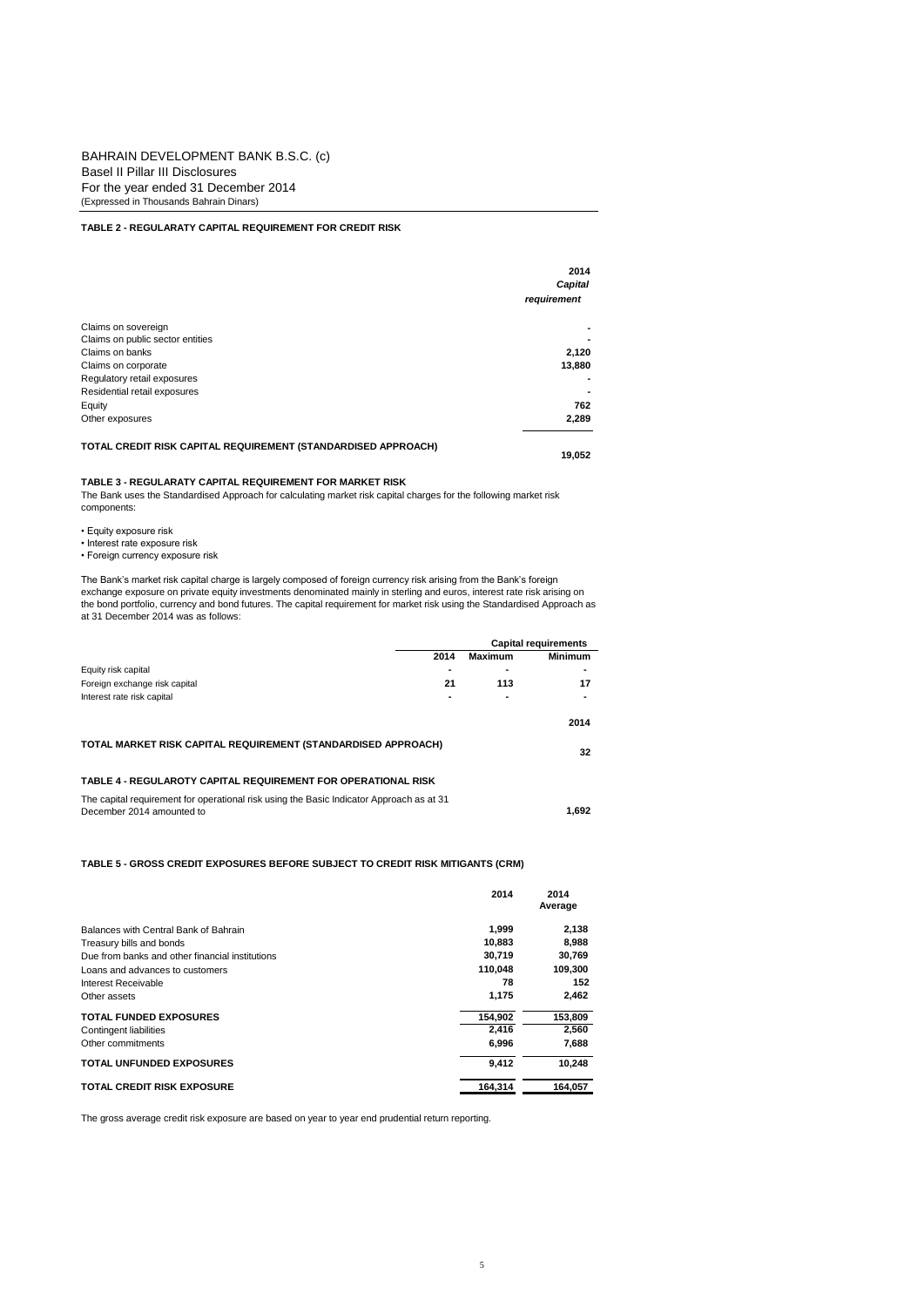BAHRAIN DEVELOPMENT BANK B.S.C. (c)
Basel II Pillar III Disclosures
For the year ended 31 December 2014
(Expressed in Thousands Bahrain Dinars)

### TABLE 2 - REGULARATY CAPITAL REQUIREMENT FOR CREDIT RISK

| | 2014 *Capital requirement* |
|---|---|
| Claims on sovereign | - |
| Claims on public sector entities | - |
| Claims on banks | 2,120 |
| Claims on corporate | 13,880 |
| Regulatory retail exposures | - |
| Residential retail exposures | - |
| Equity | 762 |
| Other exposures | 2,289 |
| **TOTAL CREDIT RISK CAPITAL REQUIREMENT (STANDARDISED APPROACH)** | **19,052** |

### TABLE 3 - REGULARATY CAPITAL REQUIREMENT FOR MARKET RISK

The Bank uses the Standardised Approach for calculating market risk capital charges for the following market risk components:

- Equity exposure risk
- Interest rate exposure risk
- Foreign currency exposure risk

The Bank's market risk capital charge is largely composed of foreign currency risk arising from the Bank's foreign exchange exposure on private equity investments denominated mainly in sterling and euros, interest rate risk arising on the bond portfolio, currency and bond futures. The capital requirement for market risk using the Standardised Approach as at 31 December 2014 was as follows:

| | Capital requirements | | |
|---|---|---|---|
| | 2014 | Maximum | Minimum |
| Equity risk capital | - | - | - |
| Foreign exchange risk capital | 21 | 113 | 17 |
| Interest rate risk capital | - | - | - |

| | 2014 |
|---|---|
| **TOTAL MARKET RISK CAPITAL REQUIREMENT (STANDARDISED APPROACH)** | **32** |

### TABLE 4 - REGULAROTY CAPITAL REQUIREMENT FOR OPERATIONAL RISK

| | |
|---|---|
| The capital requirement for operational risk using the Basic Indicator Approach as at 31 December 2014 amounted to | **1,692** |

### TABLE 5 - GROSS CREDIT EXPOSURES BEFORE SUBJECT TO CREDIT RISK MITIGANTS (CRM)

| | 2014 | 2014 Average |
|---|---|---|
| Balances with Central Bank of Bahrain | 1,999 | 2,138 |
| Treasury bills and bonds | 10,883 | 8,988 |
| Due from banks and other financial institutions | 30,719 | 30,769 |
| Loans and advances to customers | 110,048 | 109,300 |
| Interest Receivable | 78 | 152 |
| Other assets | 1,175 | 2,462 |
| **TOTAL FUNDED EXPOSURES** | **154,902** | **153,809** |
| Contingent liabilities | 2,416 | 2,560 |
| Other commitments | 6,996 | 7,688 |
| **TOTAL UNFUNDED EXPOSURES** | **9,412** | **10,248** |
| **TOTAL CREDIT RISK EXPOSURE** | **164,314** | **164,057** |

The gross average credit risk exposure are based on year to year end prudential return reporting.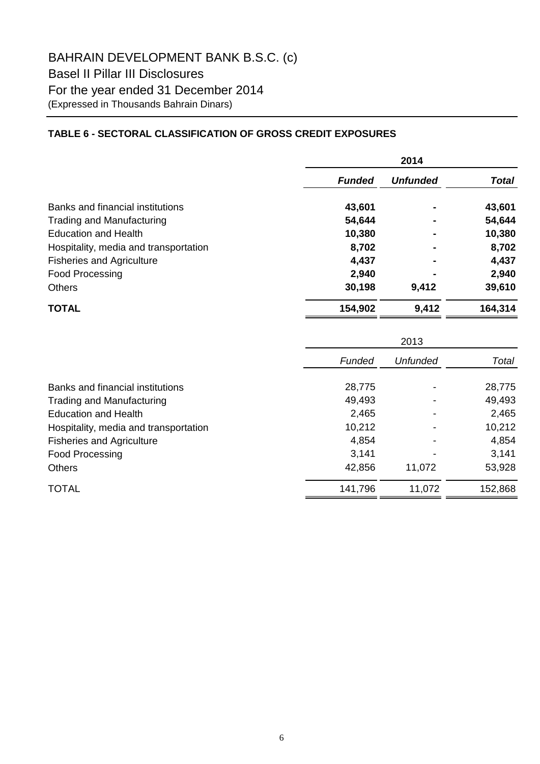# BAHRAIN DEVELOPMENT BANK B.S.C. (c)

## Basel II Pillar III Disclosures

## For the year ended 31 December 2014

(Expressed in Thousands Bahrain Dinars)

### TABLE 6 - SECTORAL CLASSIFICATION OF GROSS CREDIT EXPOSURES

| | **2014** | | |
|---|---|---|---|
| | ***Funded*** | ***Unfunded*** | ***Total*** |
| Banks and financial institutions | **43,601** | **-** | **43,601** |
| Trading and Manufacturing | **54,644** | **-** | **54,644** |
| Education and Health | **10,380** | **-** | **10,380** |
| Hospitality, media and transportation | **8,702** | **-** | **8,702** |
| Fisheries and Agriculture | **4,437** | **-** | **4,437** |
| Food Processing | **2,940** | **-** | **2,940** |
| Others | **30,198** | **9,412** | **39,610** |
| **TOTAL** | **154,902** | **9,412** | **164,314** |

| | 2013 | | |
|---|---|---|---|
| | *Funded* | *Unfunded* | *Total* |
| Banks and financial institutions | 28,775 | - | 28,775 |
| Trading and Manufacturing | 49,493 | - | 49,493 |
| Education and Health | 2,465 | - | 2,465 |
| Hospitality, media and transportation | 10,212 | - | 10,212 |
| Fisheries and Agriculture | 4,854 | - | 4,854 |
| Food Processing | 3,141 | - | 3,141 |
| Others | 42,856 | 11,072 | 53,928 |
| TOTAL | 141,796 | 11,072 | 152,868 |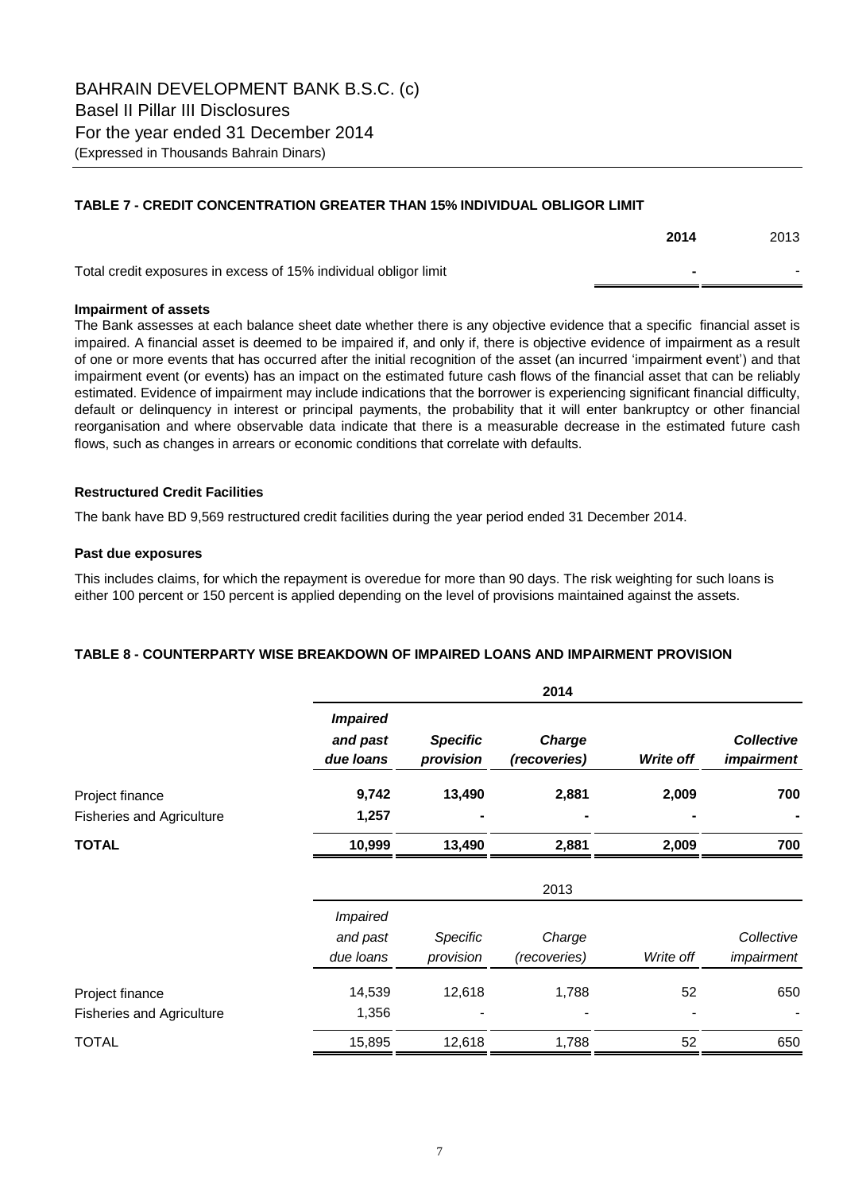# BAHRAIN DEVELOPMENT BANK B.S.C. (c)

## Basel II Pillar III Disclosures

## For the year ended 31 December 2014

(Expressed in Thousands Bahrain Dinars)

### TABLE 7 - CREDIT CONCENTRATION GREATER THAN 15% INDIVIDUAL OBLIGOR LIMIT

| | **2014** | 2013 |
|---|---|---|
| Total credit exposures in excess of 15% individual obligor limit | **-** | - |

**Impairment of assets**

The Bank assesses at each balance sheet date whether there is any objective evidence that a specific financial asset is impaired. A financial asset is deemed to be impaired if, and only if, there is objective evidence of impairment as a result of one or more events that has occurred after the initial recognition of the asset (an incurred 'impairment event') and that impairment event (or events) has an impact on the estimated future cash flows of the financial asset that can be reliably estimated. Evidence of impairment may include indications that the borrower is experiencing significant financial difficulty, default or delinquency in interest or principal payments, the probability that it will enter bankruptcy or other financial reorganisation and where observable data indicate that there is a measurable decrease in the estimated future cash flows, such as changes in arrears or economic conditions that correlate with defaults.

**Restructured Credit Facilities**

The bank have BD 9,569 restructured credit facilities during the year period ended 31 December 2014.

**Past due exposures**

This includes claims, for which the repayment is overedue for more than 90 days. The risk weighting for such loans is either 100 percent or 150 percent is applied depending on the level of provisions maintained against the assets.

### TABLE 8 - COUNTERPARTY WISE BREAKDOWN OF IMPAIRED LOANS AND IMPAIRMENT PROVISION

| | **2014** | | | | |
|---|---|---|---|---|---|
| | ***Impaired and past due loans*** | ***Specific provision*** | ***Charge (recoveries)*** | ***Write off*** | ***Collective impairment*** |
| Project finance | **9,742** | **13,490** | **2,881** | **2,009** | **700** |
| Fisheries and Agriculture | **1,257** | **-** | **-** | **-** | **-** |
| **TOTAL** | **10,999** | **13,490** | **2,881** | **2,009** | **700** |

| | 2013 | | | | |
|---|---|---|---|---|---|
| | *Impaired and past due loans* | *Specific provision* | *Charge (recoveries)* | *Write off* | *Collective impairment* |
| Project finance | 14,539 | 12,618 | 1,788 | 52 | 650 |
| Fisheries and Agriculture | 1,356 | - | - | - | - |
| TOTAL | 15,895 | 12,618 | 1,788 | 52 | 650 |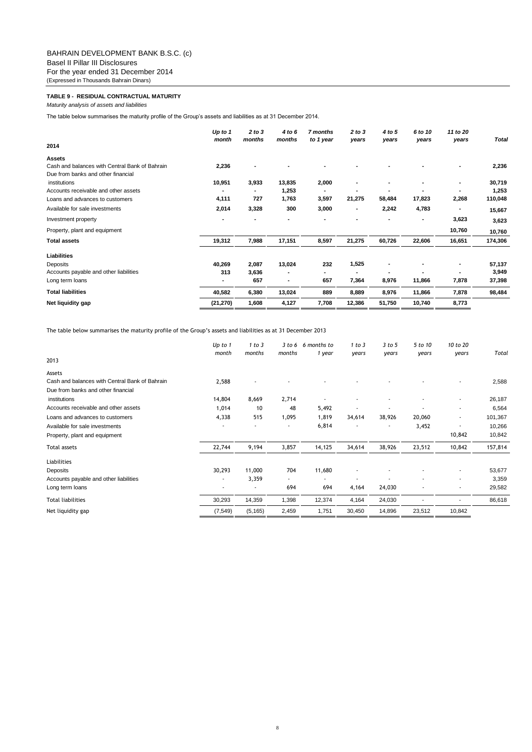BAHRAIN DEVELOPMENT BANK B.S.C. (c)
Basel II Pillar III Disclosures
For the year ended 31 December 2014
(Expressed in Thousands Bahrain Dinars)

**TABLE 9 - RESIDUAL CONTRACTUAL MATURITY**

*Maturity analysis of assets and liabilities*

The table below summarises the maturity profile of the Group's assets and liabilities as at 31 December 2014.

| 2014 | *Up to 1 month* | *2 to 3 months* | *4 to 6 months* | *7 months to 1 year* | *2 to 3 years* | *4 to 5 years* | *6 to 10 years* | *11 to 20 years* | *Total* |
|---|---|---|---|---|---|---|---|---|---|
| **Assets** | | | | | | | | | |
| Cash and balances with Central Bank of Bahrain | 2,236 | - | - | - | - | - | - | - | 2,236 |
| Due from banks and other financial institutions | 10,951 | 3,933 | 13,835 | 2,000 | - | - | - | - | 30,719 |
| Accounts receivable and other assets | - | - | 1,253 | - | - | - | - | - | 1,253 |
| Loans and advances to customers | 4,111 | 727 | 1,763 | 3,597 | 21,275 | 58,484 | 17,823 | 2,268 | 110,048 |
| Available for sale investments | 2,014 | 3,328 | 300 | 3,000 | - | 2,242 | 4,783 | - | 15,667 |
| Investment property | - | - | - | - | - | - | - | 3,623 | 3,623 |
| Property, plant and equipment | | | | | | | | 10,760 | 10,760 |
| **Total assets** | 19,312 | 7,988 | 17,151 | 8,597 | 21,275 | 60,726 | 22,606 | 16,651 | 174,306 |
| **Liabilities** | | | | | | | | | |
| Deposits | 40,269 | 2,087 | 13,024 | 232 | 1,525 | - | - | - | 57,137 |
| Accounts payable and other liabilities | 313 | 3,636 | - | - | - | - | - | - | 3,949 |
| Long term loans | - | 657 | - | 657 | 7,364 | 8,976 | 11,866 | 7,878 | 37,398 |
| **Total liabilities** | 40,582 | 6,380 | 13,024 | 889 | 8,889 | 8,976 | 11,866 | 7,878 | 98,484 |
| **Net liquidity gap** | (21,270) | 1,608 | 4,127 | 7,708 | 12,386 | 51,750 | 10,740 | 8,773 | |

The table below summarises the maturity profile of the Group's assets and liabilities as at 31 December 2013

| 2013 | *Up to 1 month* | *1 to 3 months* | *3 to 6 months* | *6 months to 1 year* | *1 to 3 years* | *3 to 5 years* | *5 to 10 years* | *10 to 20 years* | *Total* |
|---|---|---|---|---|---|---|---|---|---|
| Assets | | | | | | | | | |
| Cash and balances with Central Bank of Bahrain | 2,588 | - | - | - | - | - | - | - | 2,588 |
| Due from banks and other financial institutions | 14,804 | 8,669 | 2,714 | - | - | - | - | - | 26,187 |
| Accounts receivable and other assets | 1,014 | 10 | 48 | 5,492 | - | - | - | - | 6,564 |
| Loans and advances to customers | 4,338 | 515 | 1,095 | 1,819 | 34,614 | 38,926 | 20,060 | - | 101,367 |
| Available for sale investments | - | - | - | 6,814 | - | - | 3,452 | - | 10,266 |
| Property, plant and equipment | | | | | | | | 10,842 | 10,842 |
| Total assets | 22,744 | 9,194 | 3,857 | 14,125 | 34,614 | 38,926 | 23,512 | 10,842 | 157,814 |
| Liabilities | | | | | | | | | |
| Deposits | 30,293 | 11,000 | 704 | 11,680 | - | - | - | - | 53,677 |
| Accounts payable and other liabilities | - | 3,359 | - | - | - | - | - | - | 3,359 |
| Long term loans | - | - | 694 | 694 | 4,164 | 24,030 | - | - | 29,582 |
| Total liabilities | 30,293 | 14,359 | 1,398 | 12,374 | 4,164 | 24,030 | - | - | 86,618 |
| Net liquidity gap | (7,549) | (5,165) | 2,459 | 1,751 | 30,450 | 14,896 | 23,512 | 10,842 | |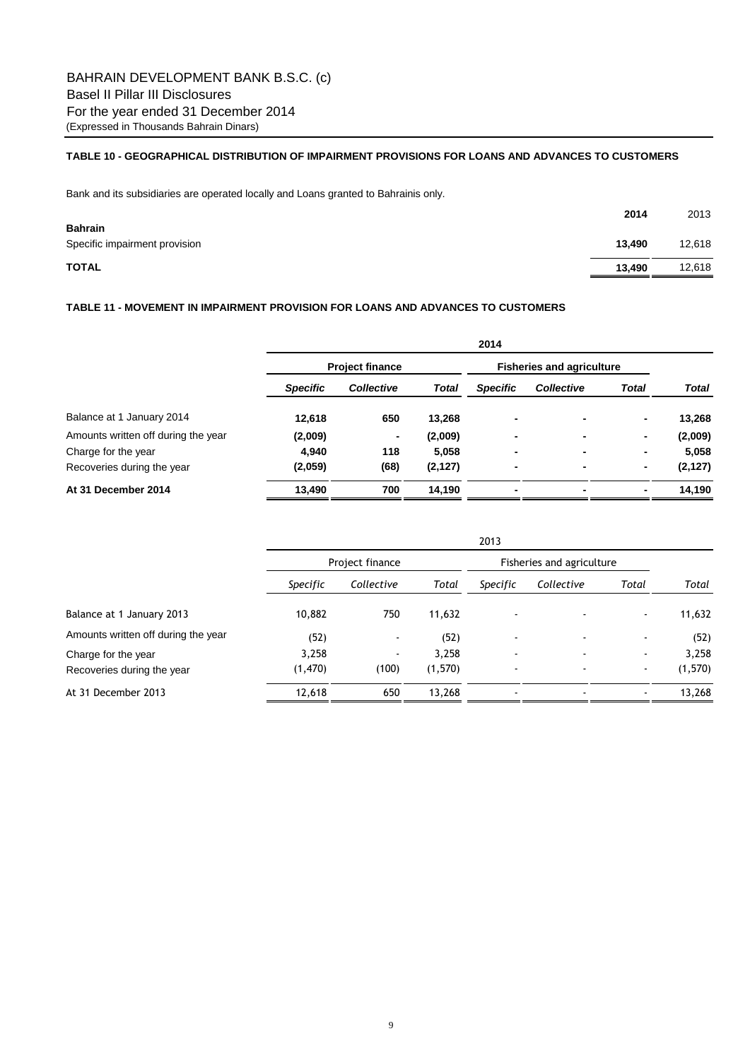BAHRAIN DEVELOPMENT BANK B.S.C. (c)
Basel II Pillar III Disclosures
For the year ended 31 December 2014
(Expressed in Thousands Bahrain Dinars)

### TABLE 10 - GEOGRAPHICAL DISTRIBUTION OF IMPAIRMENT PROVISIONS FOR LOANS AND ADVANCES TO CUSTOMERS

Bank and its subsidiaries are operated locally and Loans granted to Bahrainis only.

| | **2014** | 2013 |
|---|---|---|
| **Bahrain** | | |
| Specific impairment provision | **13,490** | 12,618 |
| **TOTAL** | **13,490** | 12,618 |

### TABLE 11 - MOVEMENT IN IMPAIRMENT PROVISION FOR LOANS AND ADVANCES TO CUSTOMERS

| | **2014** | | | | | | |
|---|---|---|---|---|---|---|---|
| | **Project finance** | | | **Fisheries and agriculture** | | | |
| | ***Specific*** | ***Collective*** | ***Total*** | ***Specific*** | ***Collective*** | ***Total*** | ***Total*** |
| Balance at 1 January 2014 | **12,618** | **650** | **13,268** | **-** | **-** | **-** | **13,268** |
| Amounts written off during the year | **(2,009)** | **-** | **(2,009)** | **-** | **-** | **-** | **(2,009)** |
| Charge for the year | **4,940** | **118** | **5,058** | **-** | **-** | **-** | **5,058** |
| Recoveries during the year | **(2,059)** | **(68)** | **(2,127)** | **-** | **-** | **-** | **(2,127)** |
| **At 31 December 2014** | **13,490** | **700** | **14,190** | **-** | **-** | **-** | **14,190** |

| | 2013 | | | | | | |
|---|---|---|---|---|---|---|---|
| | Project finance | | | Fisheries and agriculture | | | |
| | *Specific* | *Collective* | *Total* | *Specific* | *Collective* | *Total* | *Total* |
| Balance at 1 January 2013 | 10,882 | 750 | 11,632 | - | - | - | 11,632 |
| Amounts written off during the year | (52) | - | (52) | - | - | - | (52) |
| Charge for the year | 3,258 | - | 3,258 | - | - | - | 3,258 |
| Recoveries during the year | (1,470) | (100) | (1,570) | - | - | - | (1,570) |
| At 31 December 2013 | 12,618 | 650 | 13,268 | - | - | - | 13,268 |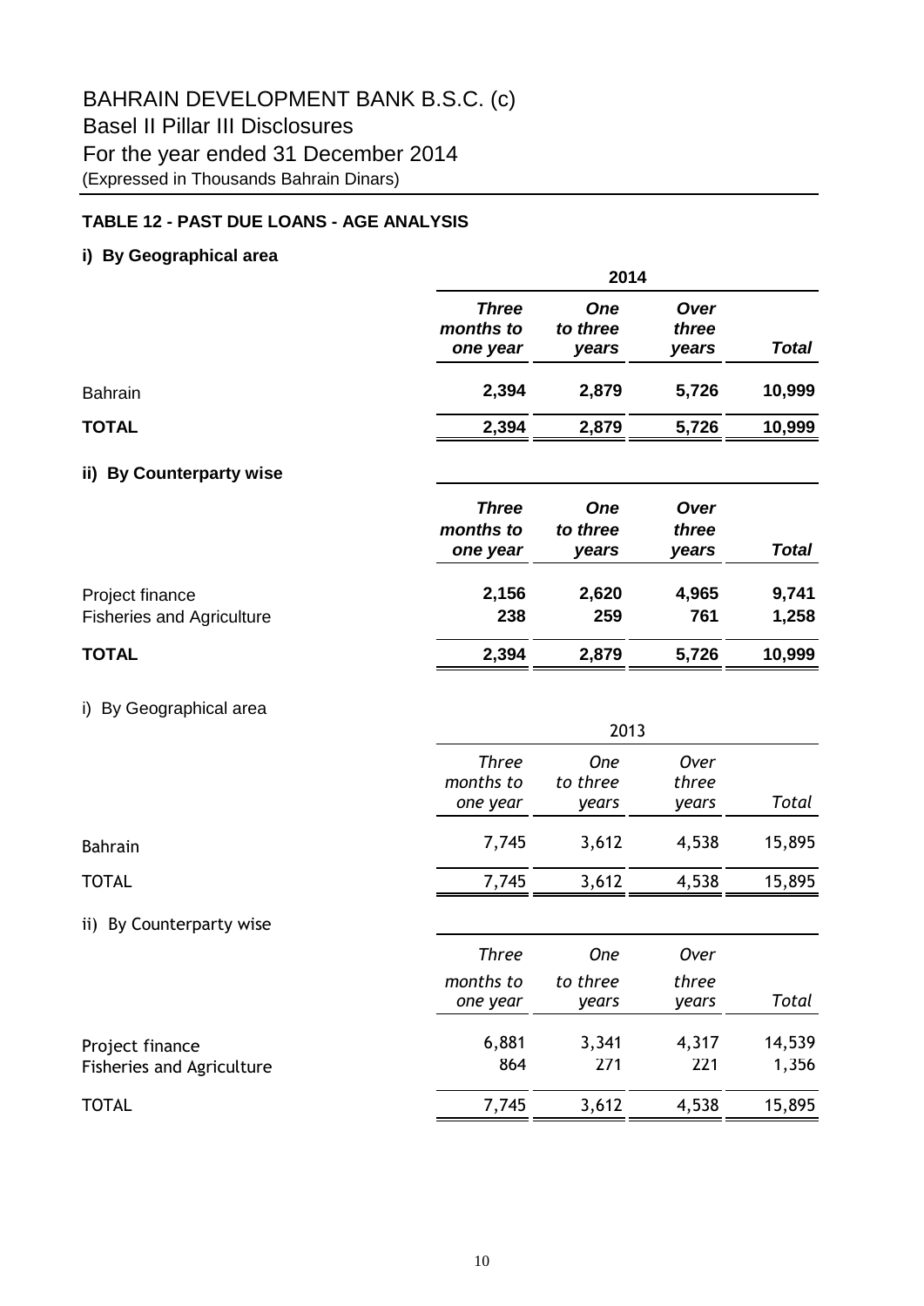# BAHRAIN DEVELOPMENT BANK B.S.C. (c)

## Basel II Pillar III Disclosures

## For the year ended 31 December 2014

(Expressed in Thousands Bahrain Dinars)

### TABLE 12 - PAST DUE LOANS - AGE ANALYSIS

#### i) By Geographical area

| | 2014 | | | |
|---|---|---|---|---|
| | *Three months to one year* | *One to three years* | *Over three years* | *Total* |
| Bahrain | **2,394** | **2,879** | **5,726** | **10,999** |
| **TOTAL** | **2,394** | **2,879** | **5,726** | **10,999** |

#### ii) By Counterparty wise

| | *Three months to one year* | *One to three years* | *Over three years* | *Total* |
|---|---|---|---|---|
| Project finance | **2,156** | **2,620** | **4,965** | **9,741** |
| Fisheries and Agriculture | **238** | **259** | **761** | **1,258** |
| **TOTAL** | **2,394** | **2,879** | **5,726** | **10,999** |

i) By Geographical area

| | 2013 | | | |
|---|---|---|---|---|
| | *Three months to one year* | *One to three years* | *Over three years* | *Total* |
| Bahrain | 7,745 | 3,612 | 4,538 | 15,895 |
| TOTAL | 7,745 | 3,612 | 4,538 | 15,895 |

ii) By Counterparty wise

| | *Three months to one year* | *One to three years* | *Over three years* | *Total* |
|---|---|---|---|---|
| Project finance | 6,881 | 3,341 | 4,317 | 14,539 |
| Fisheries and Agriculture | 864 | 271 | 221 | 1,356 |
| TOTAL | 7,745 | 3,612 | 4,538 | 15,895 |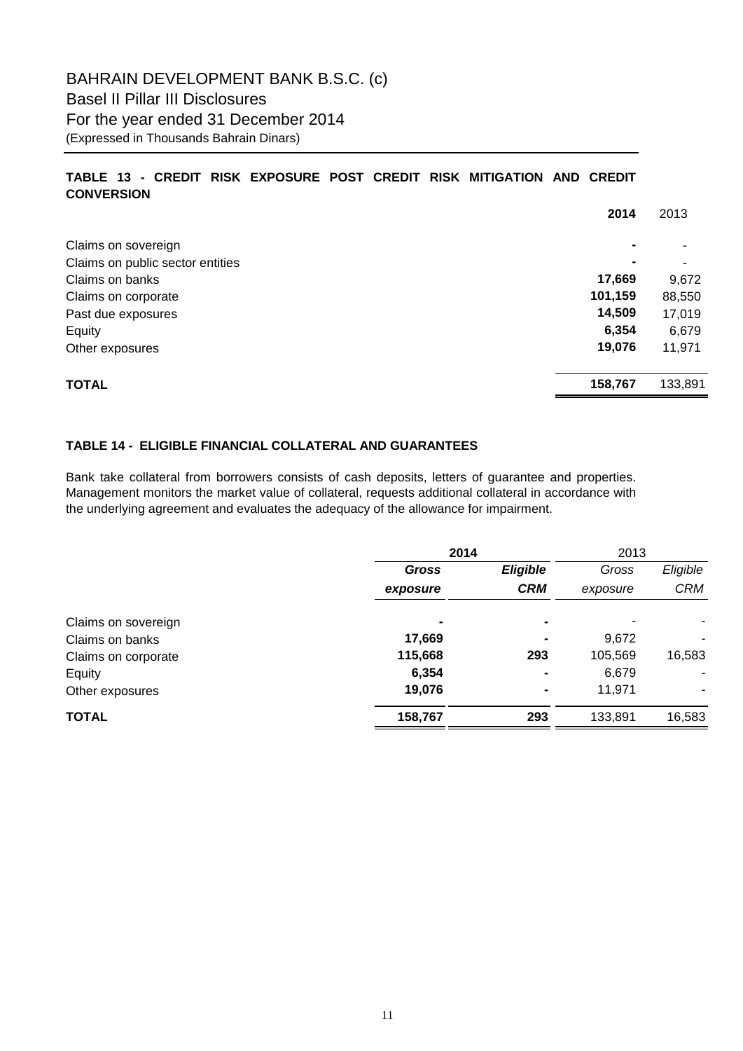# BAHRAIN DEVELOPMENT BANK B.S.C. (c)

## Basel II Pillar III Disclosures

## For the year ended 31 December 2014

(Expressed in Thousands Bahrain Dinars)

### TABLE 13 - CREDIT RISK EXPOSURE POST CREDIT RISK MITIGATION AND CREDIT CONVERSION

| | **2014** | 2013 |
|---|---|---|
| Claims on sovereign | **-** | - |
| Claims on public sector entities | **-** | - |
| Claims on banks | **17,669** | 9,672 |
| Claims on corporate | **101,159** | 88,550 |
| Past due exposures | **14,509** | 17,019 |
| Equity | **6,354** | 6,679 |
| Other exposures | **19,076** | 11,971 |
| **TOTAL** | **158,767** | 133,891 |

### TABLE 14 - ELIGIBLE FINANCIAL COLLATERAL AND GUARANTEES

Bank take collateral from borrowers consists of cash deposits, letters of guarantee and properties. Management monitors the market value of collateral, requests additional collateral in accordance with the underlying agreement and evaluates the adequacy of the allowance for impairment.

| | **2014** | | 2013 | |
|---|---|---|---|---|
| | ***Gross exposure*** | ***Eligible CRM*** | *Gross exposure* | *Eligible CRM* |
| Claims on sovereign | **-** | **-** | - | - |
| Claims on banks | **17,669** | **-** | 9,672 | - |
| Claims on corporate | **115,668** | **293** | 105,569 | 16,583 |
| Equity | **6,354** | **-** | 6,679 | - |
| Other exposures | **19,076** | **-** | 11,971 | - |
| **TOTAL** | **158,767** | **293** | 133,891 | 16,583 |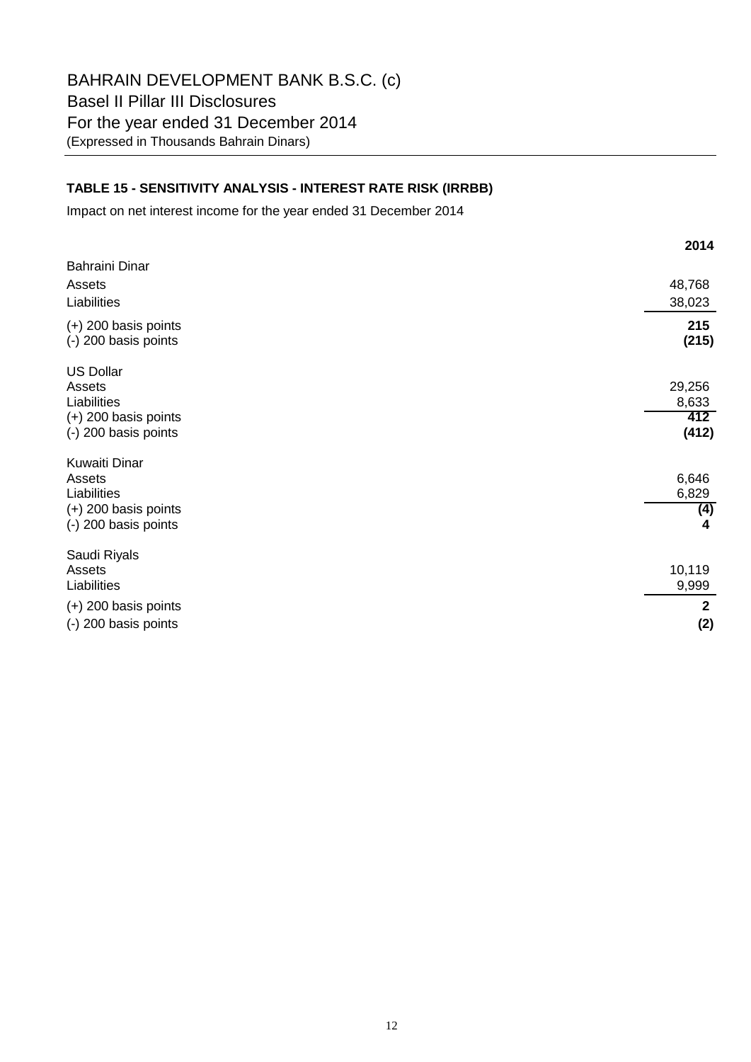# BAHRAIN DEVELOPMENT BANK B.S.C. (c)

## Basel II Pillar III Disclosures

## For the year ended 31 December 2014

(Expressed in Thousands Bahrain Dinars)

### TABLE 15 - SENSITIVITY ANALYSIS - INTEREST RATE RISK (IRRBB)

Impact on net interest income for the year ended 31 December 2014

| | 2014 |
|---|---|
| Bahraini Dinar | |
| Assets | 48,768 |
| Liabilities | 38,023 |
| (+) 200 basis points | **215** |
| (-) 200 basis points | **(215)** |
| US Dollar | |
| Assets | 29,256 |
| Liabilities | 8,633 |
| (+) 200 basis points | **412** |
| (-) 200 basis points | **(412)** |
| Kuwaiti Dinar | |
| Assets | 6,646 |
| Liabilities | 6,829 |
| (+) 200 basis points | **(4)** |
| (-) 200 basis points | **4** |
| Saudi Riyals | |
| Assets | 10,119 |
| Liabilities | 9,999 |
| (+) 200 basis points | **2** |
| (-) 200 basis points | **(2)** |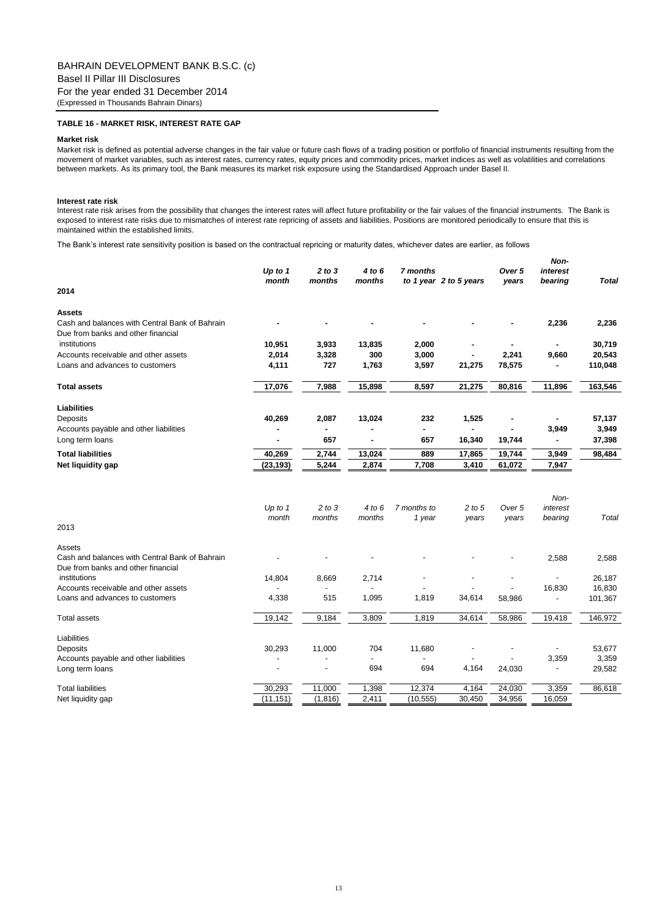BAHRAIN DEVELOPMENT BANK B.S.C. (c)
Basel II Pillar III Disclosures
For the year ended 31 December 2014
(Expressed in Thousands Bahrain Dinars)

**TABLE 16 - MARKET RISK, INTEREST RATE GAP**

**Market risk**

Market risk is defined as potential adverse changes in the fair value or future cash flows of a trading position or portfolio of financial instruments resulting from the movement of market variables, such as interest rates, currency rates, equity prices and commodity prices, market indices as well as volatilities and correlations between markets. As its primary tool, the Bank measures its market risk exposure using the Standardised Approach under Basel II.

**Interest rate risk**

Interest rate risk arises from the possibility that changes the interest rates will affect future profitability or the fair values of the financial instruments. The Bank is exposed to interest rate risks due to mismatches of interest rate repricing of assets and liabilities. Positions are monitored periodically to ensure that this is maintained within the established limits.

The Bank's interest rate sensitivity position is based on the contractual repricing or maturity dates, whichever dates are earlier, as follows

| **2014** | *Up to 1 month* | *2 to 3 months* | *4 to 6 months* | *7 months to 1 year* | *2 to 5 years* | *Over 5 years* | *Non-interest bearing* | *Total* |
|---|---|---|---|---|---|---|---|---|
| **Assets** | | | | | | | | |
| Cash and balances with Central Bank of Bahrain | - | - | - | - | - | - | 2,236 | 2,236 |
| Due from banks and other financial institutions | 10,951 | 3,933 | 13,835 | 2,000 | - | - | - | 30,719 |
| Accounts receivable and other assets | 2,014 | 3,328 | 300 | 3,000 | - | 2,241 | 9,660 | 20,543 |
| Loans and advances to customers | 4,111 | 727 | 1,763 | 3,597 | 21,275 | 78,575 | - | 110,048 |
| **Total assets** | 17,076 | 7,988 | 15,898 | 8,597 | 21,275 | 80,816 | 11,896 | 163,546 |
| **Liabilities** | | | | | | | | |
| Deposits | 40,269 | 2,087 | 13,024 | 232 | 1,525 | - | - | 57,137 |
| Accounts payable and other liabilities | - | - | - | - | - | - | 3,949 | 3,949 |
| Long term loans | - | 657 | - | 657 | 16,340 | 19,744 | - | 37,398 |
| **Total liabilities** | 40,269 | 2,744 | 13,024 | 889 | 17,865 | 19,744 | 3,949 | 98,484 |
| **Net liquidity gap** | (23,193) | 5,244 | 2,874 | 7,708 | 3,410 | 61,072 | 7,947 | |

| 2013 | *Up to 1 month* | *2 to 3 months* | *4 to 6 months* | *7 months to 1 year* | *2 to 5 years* | *Over 5 years* | *Non-interest bearing* | *Total* |
|---|---|---|---|---|---|---|---|---|
| Assets | | | | | | | | |
| Cash and balances with Central Bank of Bahrain | - | - | - | - | - | - | 2,588 | 2,588 |
| Due from banks and other financial institutions | 14,804 | 8,669 | 2,714 | - | - | - | - | 26,187 |
| Accounts receivable and other assets | - | - | - | - | - | - | 16,830 | 16,830 |
| Loans and advances to customers | 4,338 | 515 | 1,095 | 1,819 | 34,614 | 58,986 | - | 101,367 |
| Total assets | 19,142 | 9,184 | 3,809 | 1,819 | 34,614 | 58,986 | 19,418 | 146,972 |
| Liabilities | | | | | | | | |
| Deposits | 30,293 | 11,000 | 704 | 11,680 | - | - | - | 53,677 |
| Accounts payable and other liabilities | - | - | - | - | - | - | 3,359 | 3,359 |
| Long term loans | - | - | 694 | 694 | 4,164 | 24,030 | - | 29,582 |
| Total liabilities | 30,293 | 11,000 | 1,398 | 12,374 | 4,164 | 24,030 | 3,359 | 86,618 |
| Net liquidity gap | (11,151) | (1,816) | 2,411 | (10,555) | 30,450 | 34,956 | 16,059 | |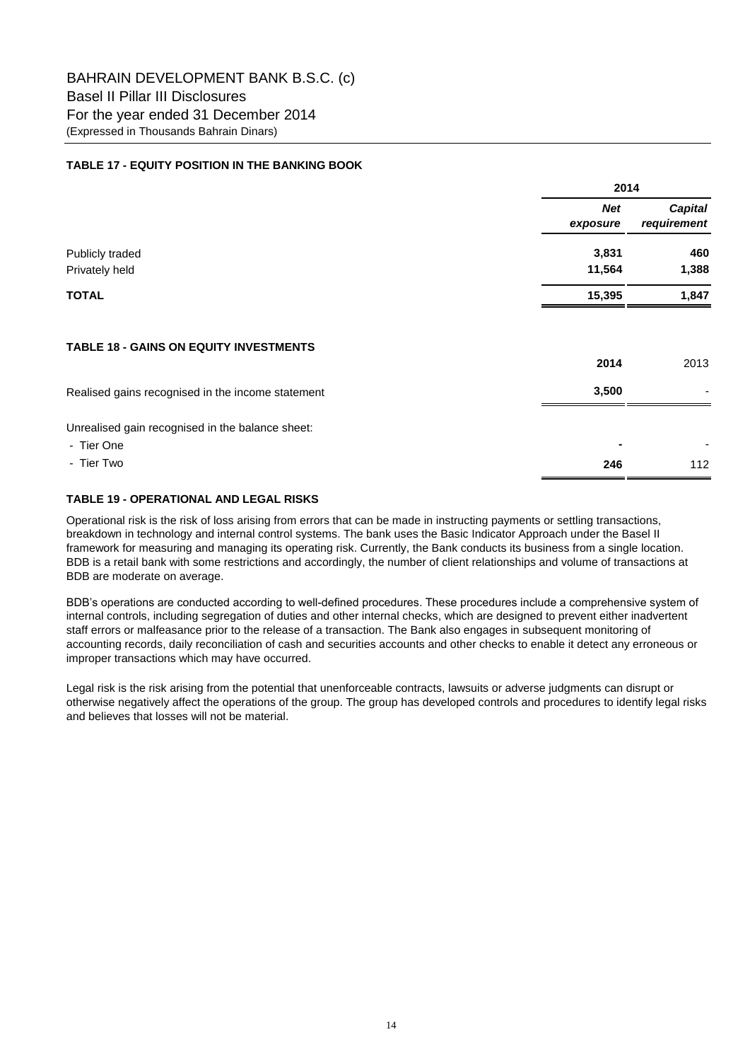BAHRAIN DEVELOPMENT BANK B.S.C. (c)
Basel II Pillar III Disclosures
For the year ended 31 December 2014
(Expressed in Thousands Bahrain Dinars)

**TABLE 17 - EQUITY POSITION IN THE BANKING BOOK**

| | 2014 | |
|---|---|---|
| | ***Net exposure*** | ***Capital requirement*** |
| Publicly traded | **3,831** | **460** |
| Privately held | **11,564** | **1,388** |
| **TOTAL** | **15,395** | **1,847** |

**TABLE 18 - GAINS ON EQUITY INVESTMENTS**

| | **2014** | 2013 |
|---|---|---|
| Realised gains recognised in the income statement | **3,500** | - |
| Unrealised gain recognised in the balance sheet: | | |
| - Tier One | **-** | - |
| - Tier Two | **246** | 112 |

**TABLE 19 - OPERATIONAL AND LEGAL RISKS**

Operational risk is the risk of loss arising from errors that can be made in instructing payments or settling transactions, breakdown in technology and internal control systems. The bank uses the Basic Indicator Approach under the Basel II framework for measuring and managing its operating risk. Currently, the Bank conducts its business from a single location. BDB is a retail bank with some restrictions and accordingly, the number of client relationships and volume of transactions at BDB are moderate on average.

BDB's operations are conducted according to well-defined procedures. These procedures include a comprehensive system of internal controls, including segregation of duties and other internal checks, which are designed to prevent either inadvertent staff errors or malfeasance prior to the release of a transaction. The Bank also engages in subsequent monitoring of accounting records, daily reconciliation of cash and securities accounts and other checks to enable it detect any erroneous or improper transactions which may have occurred.

Legal risk is the risk arising from the potential that unenforceable contracts, lawsuits or adverse judgments can disrupt or otherwise negatively affect the operations of the group. The group has developed controls and procedures to identify legal risks and believes that losses will not be material.